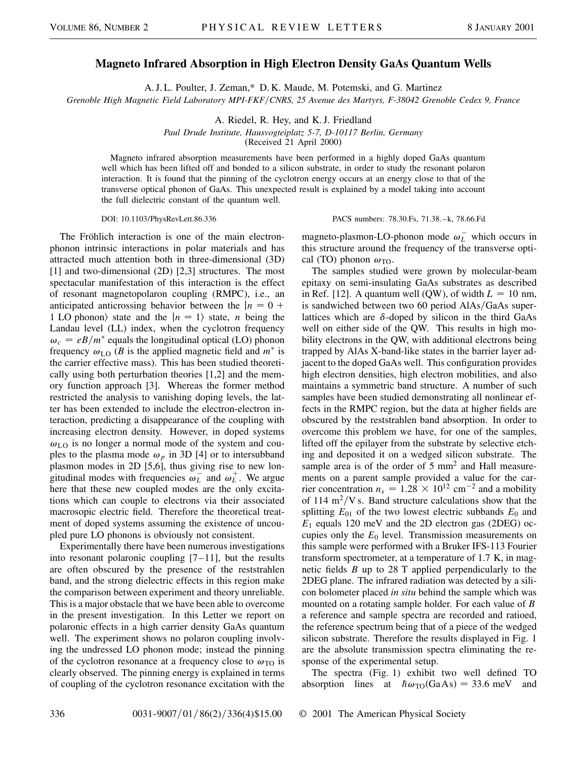# Magneto Infrared Absorption in High Electron Density GaAs Quantum Wells

A. J. L. Poulter, J. Zeman,* D. K. Maude, M. Potemski, and G. Martinez

*Grenoble High Magnetic Field Laboratory MPI-FKF/CNRS, 25 Avenue des Martyrs, F-38042 Grenoble Cedex 9, France*

A. Riedel, R. Hey, and K. J. Friedland

*Paul Drude Institute, Hausvogteiplatz 5-7, D-10117 Berlin, Germany*

(Received 21 April 2000)

Magneto infrared absorption measurements have been performed in a highly doped GaAs quantum well which has been lifted off and bonded to a silicon substrate, in order to study the resonant polaron interaction. It is found that the pinning of the cyclotron energy occurs at an energy close to that of the transverse optical phonon of GaAs. This unexpected result is explained by a model taking into account the full dielectric constant of the quantum well.

DOI: 10.1103/PhysRevLett.86.336 PACS numbers: 78.30.Fs, 71.38.–k, 78.66.Fd

The Fröhlich interaction is one of the main electron-phonon intrinsic interactions in polar materials and has attracted much attention both in three-dimensional (3D) [1] and two-dimensional (2D) [2,3] structures. The most spectacular manifestation of this interaction is the effect of resonant magnetopolaron coupling (RMPC), i.e., an anticipated anticrossing behavior between the $|n = 0 + 1 \text{ LO phonon}\rangle$ state and the $|n = 1\rangle$ state, $n$ being the Landau level (LL) index, when the cyclotron frequency $\omega_c = eB/m^*$ equals the longitudinal optical (LO) phonon frequency $\omega_{\mathrm{LO}}$ ($B$ is the applied magnetic field and $m^*$ is the carrier effective mass). This has been studied theoretically using both perturbation theories [1,2] and the memory function approach [3]. Whereas the former method restricted the analysis to vanishing doping levels, the latter has been extended to include the electron-electron interaction, predicting a disappearance of the coupling with increasing electron density. However, in doped systems $\omega_{\mathrm{LO}}$ is no longer a normal mode of the system and couples to the plasma mode $\omega_p$ in 3D [4] or to intersubband plasmon modes in 2D [5,6], thus giving rise to new longitudinal modes with frequencies $\omega_L^-$ and $\omega_L^+$. We argue here that these new coupled modes are the only excitations which can couple to electrons via their associated macrosopic electric field. Therefore the theoretical treatment of doped systems assuming the existence of uncoupled pure LO phonons is obviously not consistent.

Experimentally there have been numerous investigations into resonant polaronic coupling [7–11], but the results are often obscured by the presence of the reststrahlen band, and the strong dielectric effects in this region make the comparison between experiment and theory unreliable. This is a major obstacle that we have been able to overcome in the present investigation. In this Letter we report on polaronic effects in a high carrier density GaAs quantum well. The experiment shows no polaron coupling involving the undressed LO phonon mode; instead the pinning of the cyclotron resonance at a frequency close to $\omega_{\mathrm{TO}}$ is clearly observed. The pinning energy is explained in terms of coupling of the cyclotron resonance excitation with the magneto-plasmon-LO-phonon mode $\omega_L^-$ which occurs in this structure around the frequency of the transverse optical (TO) phonon $\omega_{\mathrm{TO}}$.

The samples studied were grown by molecular-beam epitaxy on semi-insulating GaAs substrates as described in Ref. [12]. A quantum well (QW), of width $L = 10$ nm, is sandwiched between two 60 period AlAs/GaAs superlattices which are $\delta$-doped by silicon in the third GaAs well on either side of the QW. This results in high mobility electrons in the QW, with additional electrons being trapped by AlAs X-band-like states in the barrier layer adjacent to the doped GaAs well. This configuration provides high electron densities, high electron mobilities, and also maintains a symmetric band structure. A number of such samples have been studied demonstrating all nonlinear effects in the RMPC region, but the data at higher fields are obscured by the reststrahlen band absorption. In order to overcome this problem we have, for one of the samples, lifted off the epilayer from the substrate by selective etching and deposited it on a wedged silicon substrate. The sample area is of the order of 5 mm$^2$ and Hall measurements on a parent sample provided a value for the carrier concentration $n_s = 1.28 \times 10^{12}$ cm$^{-2}$ and a mobility of 114 m$^2$/V s. Band structure calculations show that the splitting $E_{01}$ of the two lowest electric subbands $E_0$ and $E_1$ equals 120 meV and the 2D electron gas (2DEG) occupies only the $E_0$ level. Transmission measurements on this sample were performed with a Bruker IFS-113 Fourier transform spectrometer, at a temperature of 1.7 K, in magnetic fields $B$ up to 28 T applied perpendicularly to the 2DEG plane. The infrared radiation was detected by a silicon bolometer placed *in situ* behind the sample which was mounted on a rotating sample holder. For each value of $B$ a reference and sample spectra are recorded and ratioed, the reference spectrum being that of a piece of the wedged silicon substrate. Therefore the results displayed in Fig. 1 are the absolute transmission spectra eliminating the response of the experimental setup.

The spectra (Fig. 1) exhibit two well defined TO absorption lines at $\hbar\omega_{\mathrm{TO}}(\mathrm{GaAs}) = 33.6$ meV and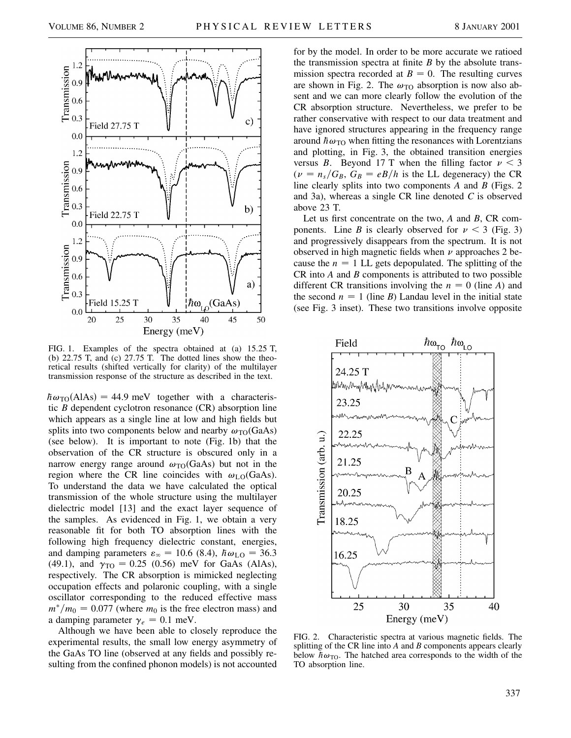FIG. 1. Examples of the spectra obtained at (a) 15.25 T, (b) 22.75 T, and (c) 27.75 T. The dotted lines show the theoretical results (shifted vertically for clarity) of the multilayer transmission response of the structure as described in the text.

$\hbar\omega_{TO}(\text{AlAs}) = 44.9$ meV together with a characteristic $B$ dependent cyclotron resonance (CR) absorption line which appears as a single line at low and high fields but splits into two components below and nearby $\omega_{TO}(\text{GaAs})$ (see below). It is important to note (Fig. 1b) that the observation of the CR structure is obscured only in a narrow energy range around $\omega_{TO}(\text{GaAs})$ but not in the region where the CR line coincides with $\omega_{LO}(\text{GaAs})$. To understand the data we have calculated the optical transmission of the whole structure using the multilayer dielectric model [13] and the exact layer sequence of the samples. As evidenced in Fig. 1, we obtain a very reasonable fit for both TO absorption lines with the following high frequency dielectric constant, energies, and damping parameters $\varepsilon_\infty = 10.6$ (8.4), $\hbar\omega_{LO} = 36.3$ (49.1), and $\gamma_{TO} = 0.25$ (0.56) meV for GaAs (AlAs), respectively. The CR absorption is mimicked neglecting occupation effects and polaronic coupling, with a single oscillator corresponding to the reduced effective mass $m^*/m_0 = 0.077$ (where $m_0$ is the free electron mass) and a damping parameter $\gamma_e = 0.1$ meV.

Although we have been able to closely reproduce the experimental results, the small low energy asymmetry of the GaAs TO line (observed at any fields and possibly resulting from the confined phonon models) is not accounted for by the model. In order to be more accurate we ratioed the transmission spectra at finite $B$ by the absolute transmission spectra recorded at $B = 0$. The resulting curves are shown in Fig. 2. The $\omega_{TO}$ absorption is now also absent and we can more clearly follow the evolution of the CR absorption structure. Nevertheless, we prefer to be rather conservative with respect to our data treatment and have ignored structures appearing in the frequency range around $\hbar\omega_{TO}$ when fitting the resonances with Lorentzians and plotting, in Fig. 3, the obtained transition energies versus $B$. Beyond 17 T when the filling factor $\nu < 3$ ($\nu = n_s/G_B$, $G_B = eB/h$ is the LL degeneracy) the CR line clearly splits into two components $A$ and $B$ (Figs. 2 and 3a), whereas a single CR line denoted $C$ is observed above 23 T.

Let us first concentrate on the two, $A$ and $B$, CR components. Line $B$ is clearly observed for $\nu < 3$ (Fig. 3) and progressively disappears from the spectrum. It is not observed in high magnetic fields when $\nu$ approaches 2 because the $n = 1$ LL gets depopulated. The splitting of the CR into $A$ and $B$ components is attributed to two possible different CR transitions involving the $n = 0$ (line $A$) and the second $n = 1$ (line $B$) Landau level in the initial state (see Fig. 3 inset). These two transitions involve opposite

FIG. 2. Characteristic spectra at various magnetic fields. The splitting of the CR line into $A$ and $B$ components appears clearly below $\hbar\omega_{TO}$. The hatched area corresponds to the width of the TO absorption line.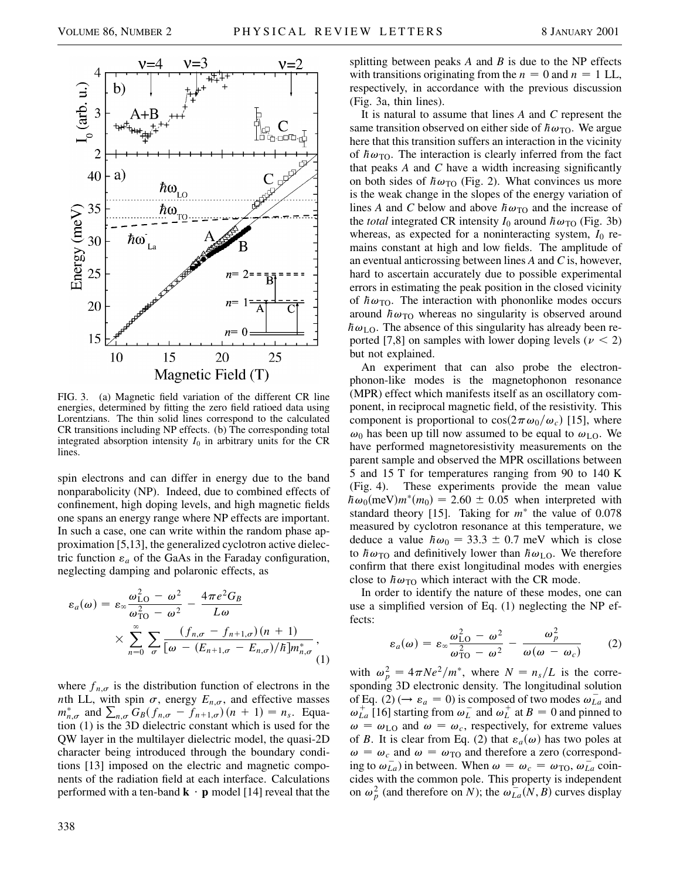FIG. 3. (a) Magnetic field variation of the different CR line energies, determined by fitting the zero field ratioed data using Lorentzians. The thin solid lines correspond to the calculated CR transitions including NP effects. (b) The corresponding total integrated absorption intensity $I_0$ in arbitrary units for the CR lines.

spin electrons and can differ in energy due to the band nonparabolicity (NP). Indeed, due to combined effects of confinement, high doping levels, and high magnetic fields one spans an energy range where NP effects are important. In such a case, one can write within the random phase approximation [5,13], the generalized cyclotron active dielectric function $\varepsilon_a$ of the GaAs in the Faraday configuration, neglecting damping and polaronic effects, as

$$\varepsilon_a(\omega) = \varepsilon_\infty \frac{\omega_{\mathrm{LO}}^2 - \omega^2}{\omega_{\mathrm{TO}}^2 - \omega^2} - \frac{4\pi e^2 G_B}{L\omega} \times \sum_{n=0}^{\infty} \sum_{\sigma} \frac{(f_{n,\sigma} - f_{n+1,\sigma})(n+1)}{[\omega - (E_{n+1,\sigma} - E_{n,\sigma})/\hbar] m_{n,\sigma}^*}, \quad (1)$$

where $f_{n,\sigma}$ is the distribution function of electrons in the $n$th LL, with spin $\sigma$, energy $E_{n,\sigma}$, and effective masses $m_{n,\sigma}^*$ and $\sum_{n,\sigma} G_B(f_{n,\sigma} - f_{n+1,\sigma})(n+1) = n_s$. Equation (1) is the 3D dielectric constant which is used for the QW layer in the multilayer dielectric model, the quasi-2D character being introduced through the boundary conditions [13] imposed on the electric and magnetic components of the radiation field at each interface. Calculations performed with a ten-band $\mathbf{k} \cdot \mathbf{p}$ model [14] reveal that the splitting between peaks $A$ and $B$ is due to the NP effects with transitions originating from the $n = 0$ and $n = 1$ LL, respectively, in accordance with the previous discussion (Fig. 3a, thin lines).

It is natural to assume that lines $A$ and $C$ represent the same transition observed on either side of $\hbar\omega_{\mathrm{TO}}$. We argue here that this transition suffers an interaction in the vicinity of $\hbar\omega_{\mathrm{TO}}$. The interaction is clearly inferred from the fact that peaks $A$ and $C$ have a width increasing significantly on both sides of $\hbar\omega_{\mathrm{TO}}$ (Fig. 2). What convinces us more is the weak change in the slopes of the energy variation of lines $A$ and $C$ below and above $\hbar\omega_{\mathrm{TO}}$ and the increase of the *total* integrated CR intensity $I_0$ around $\hbar\omega_{\mathrm{TO}}$ (Fig. 3b) whereas, as expected for a noninteracting system, $I_0$ remains constant at high and low fields. The amplitude of an eventual anticrossing between lines $A$ and $C$ is, however, hard to ascertain accurately due to possible experimental errors in estimating the peak position in the closed vicinity of $\hbar\omega_{\mathrm{TO}}$. The interaction with phononlike modes occurs around $\hbar\omega_{\mathrm{TO}}$ whereas no singularity is observed around $\hbar\omega_{\mathrm{LO}}$. The absence of this singularity has already been reported [7,8] on samples with lower doping levels ($\nu < 2$) but not explained.

An experiment that can also probe the electron-phonon-like modes is the magnetophonon resonance (MPR) effect which manifests itself as an oscillatory component, in reciprocal magnetic field, of the resistivity. This component is proportional to $\cos(2\pi\omega_0/\omega_c)$ [15], where $\omega_0$ has been up till now assumed to be equal to $\omega_{\mathrm{LO}}$. We have performed magnetoresistivity measurements on the parent sample and observed the MPR oscillations between 5 and 15 T for temperatures ranging from 90 to 140 K (Fig. 4). These experiments provide the mean value $\hbar\omega_0(\mathrm{meV}) m^*(m_0) = 2.60 \pm 0.05$ when interpreted with standard theory [15]. Taking for $m^*$ the value of 0.078 measured by cyclotron resonance at this temperature, we deduce a value $\hbar\omega_0 = 33.3 \pm 0.7$ meV which is close to $\hbar\omega_{\mathrm{TO}}$ and definitively lower than $\hbar\omega_{\mathrm{LO}}$. We therefore confirm that there exist longitudinal modes with energies close to $\hbar\omega_{\mathrm{TO}}$ which interact with the CR mode.

In order to identify the nature of these modes, one can use a simplified version of Eq. (1) neglecting the NP effects:

$$\varepsilon_a(\omega) = \varepsilon_\infty \frac{\omega_{\mathrm{LO}}^2 - \omega^2}{\omega_{\mathrm{TO}}^2 - \omega^2} - \frac{\omega_p^2}{\omega(\omega - \omega_c)} \quad (2)$$

with $\omega_p^2 = 4\pi N e^2/m^*$, where $N = n_s/L$ is the corresponding 3D electronic density. The longitudinal solution of Eq. (2) ($\rightarrow \varepsilon_a = 0$) is composed of two modes $\omega_{La}^-$ and $\omega_{La}^+$ [16] starting from $\omega_L^-$ and $\omega_L^+$ at $B = 0$ and pinned to $\omega = \omega_{\mathrm{LO}}$ and $\omega = \omega_c$, respectively, for extreme values of $B$. It is clear from Eq. (2) that $\varepsilon_a(\omega)$ has two poles at $\omega = \omega_c$ and $\omega = \omega_{\mathrm{TO}}$ and therefore a zero (corresponding to $\omega_{La}^-$) in between. When $\omega = \omega_c = \omega_{\mathrm{TO}}$, $\omega_{La}^-$ coincides with the common pole. This property is independent on $\omega_p^2$ (and therefore on $N$); the $\omega_{La}^-(N, B)$ curves display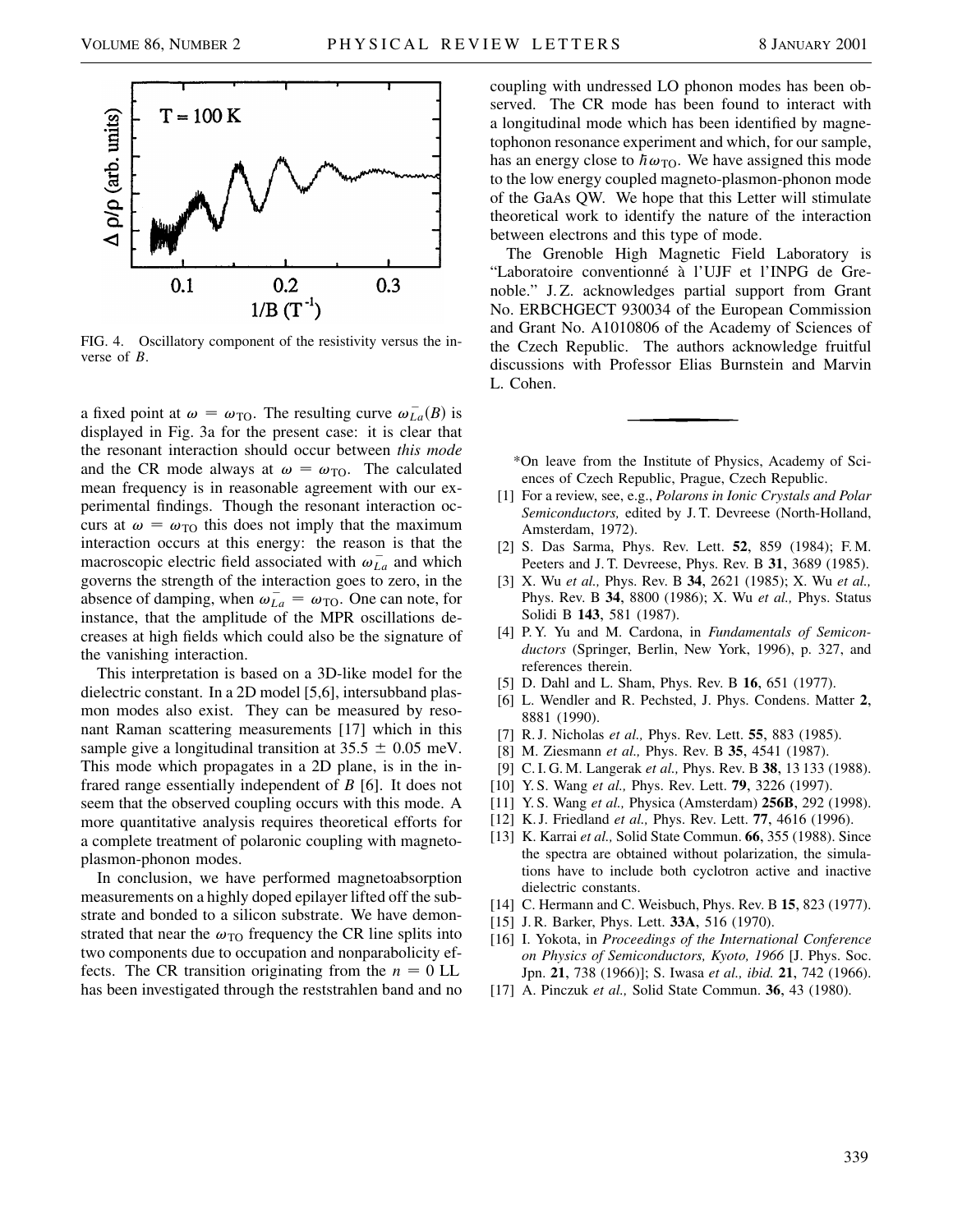T = 100 K

$\Delta\rho/\rho$ (arb. units)

0.1

0.2

0.3

1/B ($T^{-1}$)

FIG. 4. Oscillatory component of the resistivity versus the inverse of $B$.

a fixed point at $\omega = \omega_{TO}$. The resulting curve $\omega_{La}^{-}(B)$ is displayed in Fig. 3a for the present case: it is clear that the resonant interaction should occur between *this mode* and the CR mode always at $\omega = \omega_{TO}$. The calculated mean frequency is in reasonable agreement with our experimental findings. Though the resonant interaction occurs at $\omega = \omega_{TO}$ this does not imply that the maximum interaction occurs at this energy: the reason is that the macroscopic electric field associated with $\omega_{La}^{-}$ and which governs the strength of the interaction goes to zero, in the absence of damping, when $\omega_{La}^{-} = \omega_{TO}$. One can note, for instance, that the amplitude of the MPR oscillations decreases at high fields which could also be the signature of the vanishing interaction.

This interpretation is based on a 3D-like model for the dielectric constant. In a 2D model [5,6], intersubband plasmon modes also exist. They can be measured by resonant Raman scattering measurements [17] which in this sample give a longitudinal transition at 35.5 ± 0.05 meV. This mode which propagates in a 2D plane, is in the infrared range essentially independent of $B$ [6]. It does not seem that the observed coupling occurs with this mode. A more quantitative analysis requires theoretical efforts for a complete treatment of polaronic coupling with magneto-plasmon-phonon modes.

In conclusion, we have performed magnetoabsorption measurements on a highly doped epilayer lifted off the substrate and bonded to a silicon substrate. We have demonstrated that near the $\omega_{TO}$ frequency the CR line splits into two components due to occupation and nonparabolicity effects. The CR transition originating from the $n = 0$ LL has been investigated through the reststrahlen band and no coupling with undressed LO phonon modes has been observed. The CR mode has been found to interact with a longitudinal mode which has been identified by magnetophonon resonance experiment and which, for our sample, has an energy close to $\hbar\omega_{TO}$. We have assigned this mode to the low energy coupled magneto-plasmon-phonon mode of the GaAs QW. We hope that this Letter will stimulate theoretical work to identify the nature of the interaction between electrons and this type of mode.

The Grenoble High Magnetic Field Laboratory is "Laboratoire conventionné à l'UJF et l'INPG de Grenoble." J. Z. acknowledges partial support from Grant No. ERBCHGECT 930034 of the European Commission and Grant No. A1010806 of the Academy of Sciences of the Czech Republic. The authors acknowledge fruitful discussions with Professor Elias Burnstein and Marvin L. Cohen.

*On leave from the Institute of Physics, Academy of Sciences of Czech Republic, Prague, Czech Republic.

[1] For a review, see, e.g., *Polarons in Ionic Crystals and Polar Semiconductors,* edited by J. T. Devreese (North-Holland, Amsterdam, 1972).

[2] S. Das Sarma, Phys. Rev. Lett. **52**, 859 (1984); F. M. Peeters and J. T. Devreese, Phys. Rev. B **31**, 3689 (1985).

[3] X. Wu *et al.,* Phys. Rev. B **34**, 2621 (1985); X. Wu *et al.,* Phys. Rev. B **34**, 8800 (1986); X. Wu *et al.,* Phys. Status Solidi B **143**, 581 (1987).

[4] P. Y. Yu and M. Cardona, in *Fundamentals of Semiconductors* (Springer, Berlin, New York, 1996), p. 327, and references therein.

[5] D. Dahl and L. Sham, Phys. Rev. B **16**, 651 (1977).

[6] L. Wendler and R. Pechsted, J. Phys. Condens. Matter **2**, 8881 (1990).

[7] R. J. Nicholas *et al.,* Phys. Rev. Lett. **55**, 883 (1985).

[8] M. Ziesmann *et al.,* Phys. Rev. B **35**, 4541 (1987).

[9] C. I. G. M. Langerak *et al.,* Phys. Rev. B **38**, 13 133 (1988).

[10] Y. S. Wang *et al.,* Phys. Rev. Lett. **79**, 3226 (1997).

[11] Y. S. Wang *et al.,* Physica (Amsterdam) **256B**, 292 (1998).

[12] K. J. Friedland *et al.,* Phys. Rev. Lett. **77**, 4616 (1996).

[13] K. Karrai *et al.,* Solid State Commun. **66**, 355 (1988). Since the spectra are obtained without polarization, the simulations have to include both cyclotron active and inactive dielectric constants.

[14] C. Hermann and C. Weisbuch, Phys. Rev. B **15**, 823 (1977).

[15] J. R. Barker, Phys. Lett. **33A**, 516 (1970).

[16] I. Yokota, in *Proceedings of the International Conference on Physics of Semiconductors, Kyoto, 1966* [J. Phys. Soc. Jpn. **21**, 738 (1966)]; S. Iwasa *et al., ibid.* **21**, 742 (1966).

[17] A. Pinczuk *et al.,* Solid State Commun. **36**, 43 (1980).